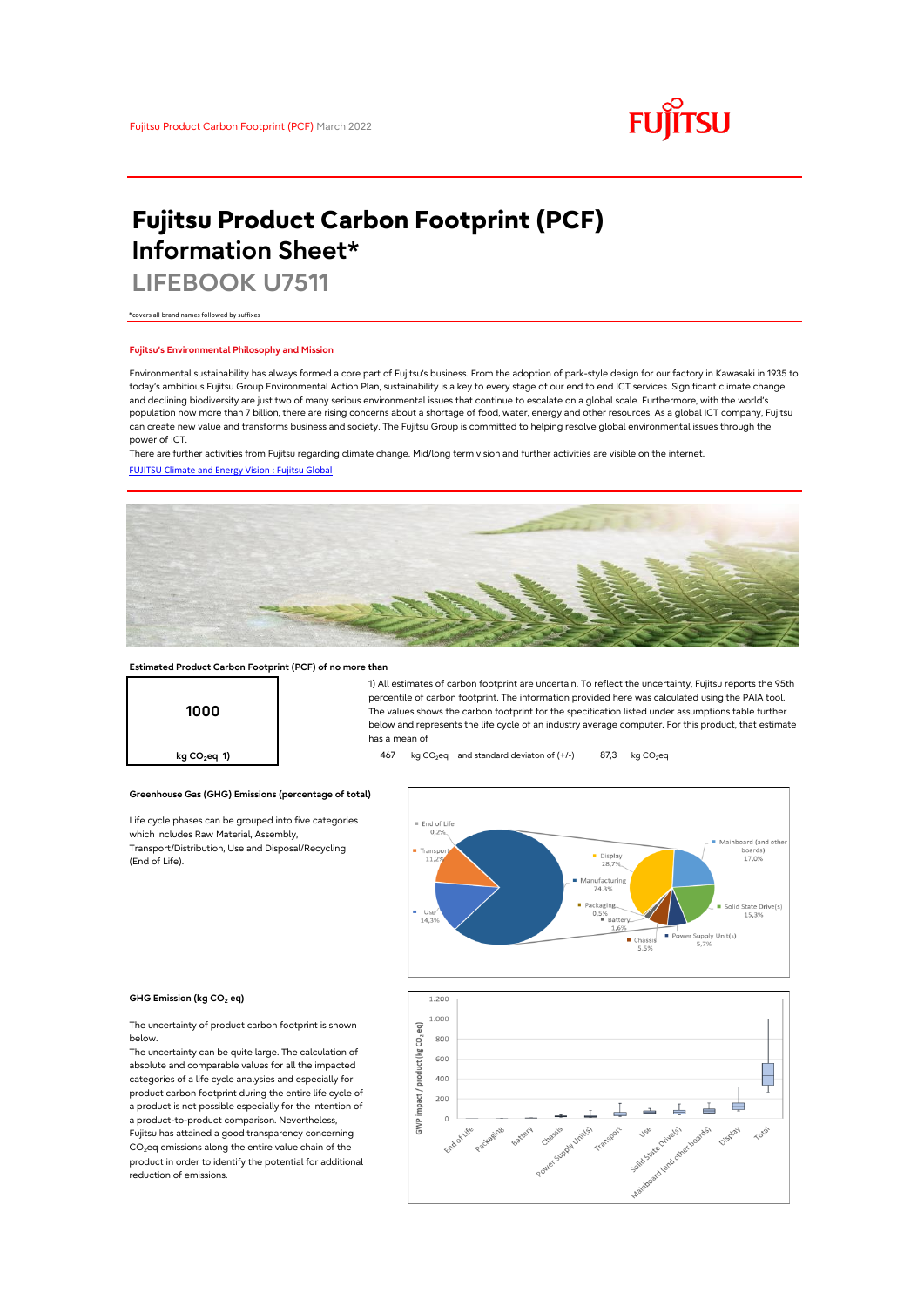Fujitsu Product Carbon Footprint (PCF) March 2022

# Fujitsu Product Carbon Footprint (PCF) Information Sheet*

## LIFEBOOK U7511

*covers all brand names followed by suffixes

### Fujitsu's Environmental Philosophy and Mission

Environmental sustainability has always formed a core part of Fujitsu's business. From the adoption of park-style design for our factory in Kawasaki in 1935 to today's ambitious Fujitsu Group Environmental Action Plan, sustainability is a key to every stage of our end to end ICT services. Significant climate change and declining biodiversity are just two of many serious environmental issues that continue to escalate on a global scale. Furthermore, with the world's population now more than 7 billion, there are rising concerns about a shortage of food, water, energy and other resources. As a global ICT company, Fujitsu can create new value and transforms business and society. The Fujitsu Group is committed to helping resolve global environmental issues through the power of ICT.

There are further activities from Fujitsu regarding climate change. Mid/long term vision and further activities are visible on the internet.

[FUJITSU Climate and Energy Vision : Fujitsu Global]

### Estimated Product Carbon Footprint (PCF) of no more than

**1000**

kg $CO_2$eq 1)

1) All estimates of carbon footprint are uncertain. To reflect the uncertainty, Fujitsu reports the 95th percentile of carbon footprint. The information provided here was calculated using the PAIA tool. The values shows the carbon footprint for the specification listed under assumptions table further below and represents the life cycle of an industry average computer. For this product, that estimate has a mean of

467 kg $CO_2$eq and standard deviaton of (+/-) 87,3 kg $CO_2$eq

### Greenhouse Gas (GHG) Emissions (percentage of total)

Life cycle phases can be grouped into five categories which includes Raw Material, Assembly, Transport/Distribution, Use and Disposal/Recycling (End of Life).

| Life cycle phase | Share |
|---|---|
| End of Life | 0,2% |
| Transport | 11,2% |
| Use | 14,3% |
| Manufacturing | 74,3% |

| Manufacturing breakdown | Share |
|---|---|
| Display | 28,7% |
| Mainboard (and other boards) | 17,0% |
| Solid State Drive(s) | 15,3% |
| Power Supply Unit(s) | 5,7% |
| Chassis | 5,5% |
| Battery | 1,6% |
| Packaging | 0,5% |

### GHG Emission (kg $CO_2$ eq)

The uncertainty of product carbon footprint is shown below.

The uncertainty can be quite large. The calculation of absolute and comparable values for all the impacted categories of a life cycle analysis and especially for product carbon footprint during the entire life cycle of a product is not possible especially for the intention of a product-to-product comparison. Nevertheless, Fujitsu has attained a good transparency concerning $CO_2$eq emissions along the entire value chain of the product in order to identify the potential for additional reduction of emissions.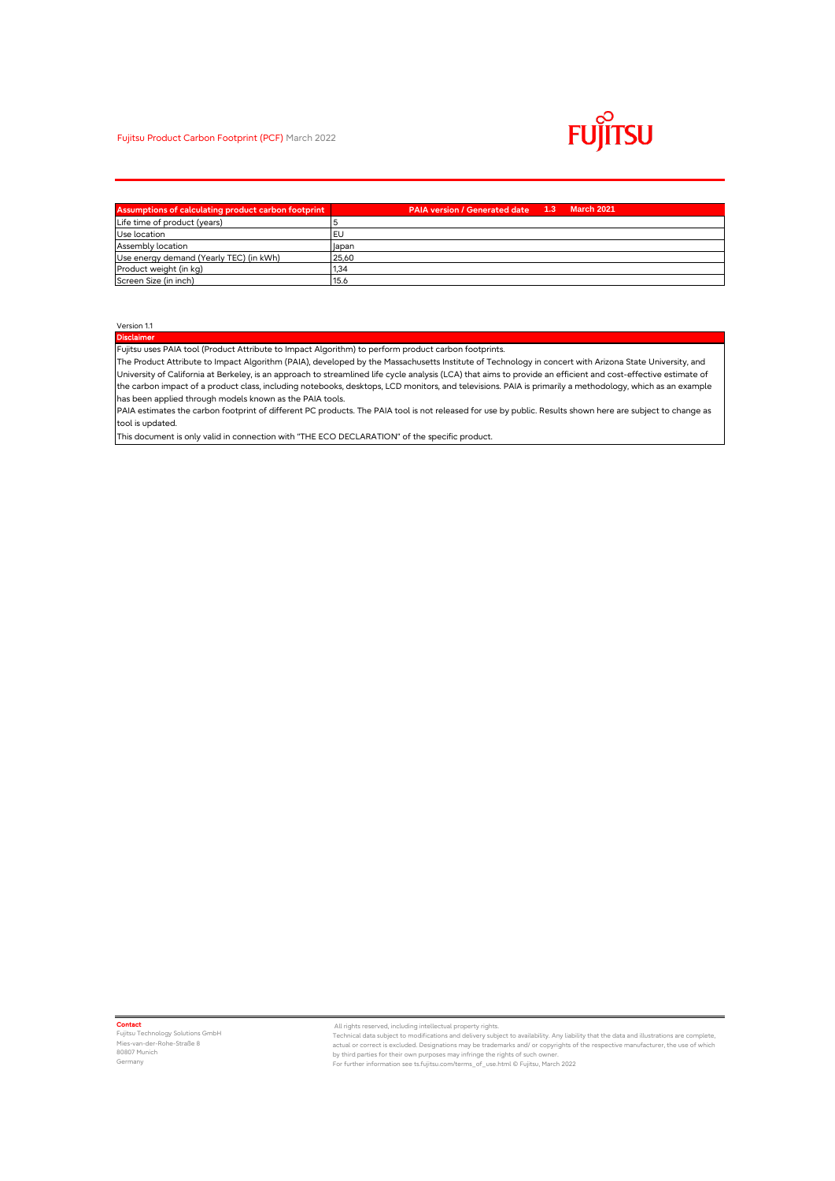Fujitsu Product Carbon Footprint (PCF) March 2022

| Assumptions of calculating product carbon footprint | PAIA version / Generated date 1.3 March 2021 |
|---|---|
| Life time of product (years) | 5 |
| Use location | EU |
| Assembly location | Japan |
| Use energy demand (Yearly TEC) (in kWh) | 25,60 |
| Product weight (in kg) | 1,34 |
| Screen Size (in inch) | 15.6 |

Version 1.1

**Disclaimer**

Fujitsu uses PAIA tool (Product Attribute to Impact Algorithm) to perform product carbon footprints.

The Product Attribute to Impact Algorithm (PAIA), developed by the Massachusetts Institute of Technology in concert with Arizona State University, and University of California at Berkeley, is an approach to streamlined life cycle analysis (LCA) that aims to provide an efficient and cost-effective estimate of the carbon impact of a product class, including notebooks, desktops, LCD monitors, and televisions. PAIA is primarily a methodology, which as an example has been applied through models known as the PAIA tools.

PAIA estimates the carbon footprint of different PC products. The PAIA tool is not released for use by public. Results shown here are subject to change as tool is updated.

This document is only valid in connection with "THE ECO DECLARATION" of the specific product.

**Contact**
Fujitsu Technology Solutions GmbH
Mies-van-der-Rohe-Straße 8
80807 Munich
Germany

All rights reserved, including intellectual property rights.
Technical data subject to modifications and delivery subject to availability. Any liability that the data and illustrations are complete, actual or correct is excluded. Designations may be trademarks and/ or copyrights of the respective manufacturer, the use of which by third parties for their own purposes may infringe the rights of such owner.
For further information see ts.fujitsu.com/terms_of_use.html © Fujitsu, March 2022